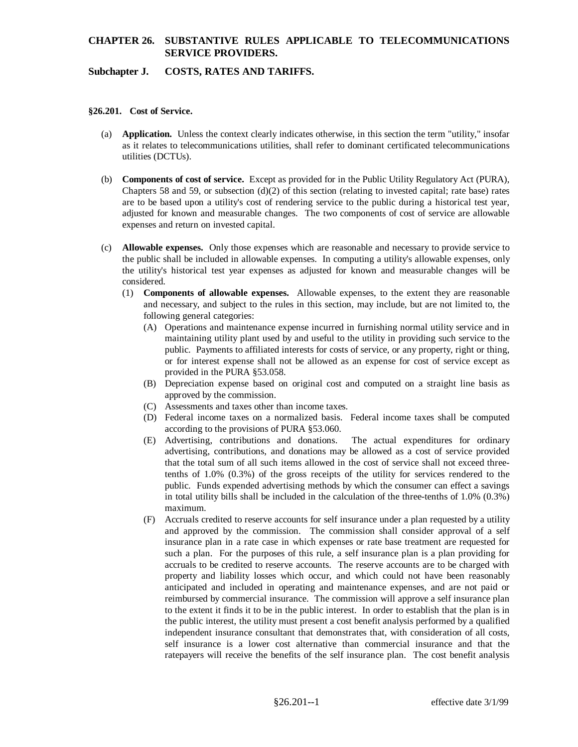# CHAPTER 26. SUBSTANTIVE RULES APPLICABLE TO TELECOMMUNICATIONS SERVICE PROVIDERS.

## Subchapter J. COSTS, RATES AND TARIFFS.

### §26.201. Cost of Service.

(a) **Application.** Unless the context clearly indicates otherwise, in this section the term "utility," insofar as it relates to telecommunications utilities, shall refer to dominant certificated telecommunications utilities (DCTUs).

(b) **Components of cost of service.** Except as provided for in the Public Utility Regulatory Act (PURA), Chapters 58 and 59, or subsection (d)(2) of this section (relating to invested capital; rate base) rates are to be based upon a utility's cost of rendering service to the public during a historical test year, adjusted for known and measurable changes. The two components of cost of service are allowable expenses and return on invested capital.

(c) **Allowable expenses.** Only those expenses which are reasonable and necessary to provide service to the public shall be included in allowable expenses. In computing a utility's allowable expenses, only the utility's historical test year expenses as adjusted for known and measurable changes will be considered.

(1) **Components of allowable expenses.** Allowable expenses, to the extent they are reasonable and necessary, and subject to the rules in this section, may include, but are not limited to, the following general categories:

(A) Operations and maintenance expense incurred in furnishing normal utility service and in maintaining utility plant used by and useful to the utility in providing such service to the public. Payments to affiliated interests for costs of service, or any property, right or thing, or for interest expense shall not be allowed as an expense for cost of service except as provided in the PURA §53.058.

(B) Depreciation expense based on original cost and computed on a straight line basis as approved by the commission.

(C) Assessments and taxes other than income taxes.

(D) Federal income taxes on a normalized basis. Federal income taxes shall be computed according to the provisions of PURA §53.060.

(E) Advertising, contributions and donations. The actual expenditures for ordinary advertising, contributions, and donations may be allowed as a cost of service provided that the total sum of all such items allowed in the cost of service shall not exceed three-tenths of 1.0% (0.3%) of the gross receipts of the utility for services rendered to the public. Funds expended advertising methods by which the consumer can effect a savings in total utility bills shall be included in the calculation of the three-tenths of 1.0% (0.3%) maximum.

(F) Accruals credited to reserve accounts for self insurance under a plan requested by a utility and approved by the commission. The commission shall consider approval of a self insurance plan in a rate case in which expenses or rate base treatment are requested for such a plan. For the purposes of this rule, a self insurance plan is a plan providing for accruals to be credited to reserve accounts. The reserve accounts are to be charged with property and liability losses which occur, and which could not have been reasonably anticipated and included in operating and maintenance expenses, and are not paid or reimbursed by commercial insurance. The commission will approve a self insurance plan to the extent it finds it to be in the public interest. In order to establish that the plan is in the public interest, the utility must present a cost benefit analysis performed by a qualified independent insurance consultant that demonstrates that, with consideration of all costs, self insurance is a lower cost alternative than commercial insurance and that the ratepayers will receive the benefits of the self insurance plan. The cost benefit analysis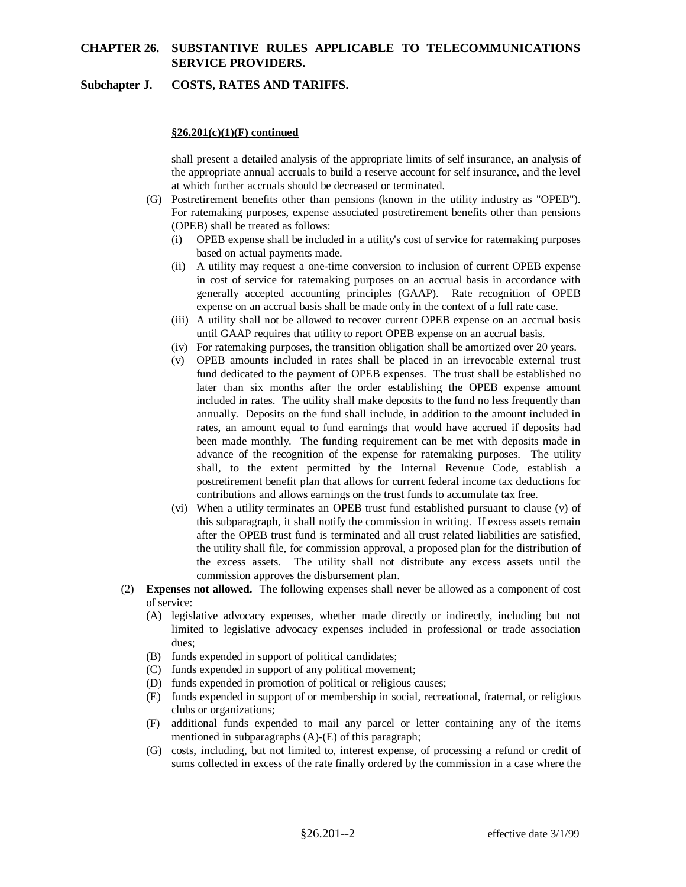**§26.201(c)(1)(F) continued**

shall present a detailed analysis of the appropriate limits of self insurance, an analysis of the appropriate annual accruals to build a reserve account for self insurance, and the level at which further accruals should be decreased or terminated.

(G) Postretirement benefits other than pensions (known in the utility industry as "OPEB"). For ratemaking purposes, expense associated postretirement benefits other than pensions (OPEB) shall be treated as follows:

(i) OPEB expense shall be included in a utility's cost of service for ratemaking purposes based on actual payments made.

(ii) A utility may request a one-time conversion to inclusion of current OPEB expense in cost of service for ratemaking purposes on an accrual basis in accordance with generally accepted accounting principles (GAAP). Rate recognition of OPEB expense on an accrual basis shall be made only in the context of a full rate case.

(iii) A utility shall not be allowed to recover current OPEB expense on an accrual basis until GAAP requires that utility to report OPEB expense on an accrual basis.

(iv) For ratemaking purposes, the transition obligation shall be amortized over 20 years.

(v) OPEB amounts included in rates shall be placed in an irrevocable external trust fund dedicated to the payment of OPEB expenses. The trust shall be established no later than six months after the order establishing the OPEB expense amount included in rates. The utility shall make deposits to the fund no less frequently than annually. Deposits on the fund shall include, in addition to the amount included in rates, an amount equal to fund earnings that would have accrued if deposits had been made monthly. The funding requirement can be met with deposits made in advance of the recognition of the expense for ratemaking purposes. The utility shall, to the extent permitted by the Internal Revenue Code, establish a postretirement benefit plan that allows for current federal income tax deductions for contributions and allows earnings on the trust funds to accumulate tax free.

(vi) When a utility terminates an OPEB trust fund established pursuant to clause (v) of this subparagraph, it shall notify the commission in writing. If excess assets remain after the OPEB trust fund is terminated and all trust related liabilities are satisfied, the utility shall file, for commission approval, a proposed plan for the distribution of the excess assets. The utility shall not distribute any excess assets until the commission approves the disbursement plan.

(2) **Expenses not allowed.** The following expenses shall never be allowed as a component of cost of service:

(A) legislative advocacy expenses, whether made directly or indirectly, including but not limited to legislative advocacy expenses included in professional or trade association dues;

(B) funds expended in support of political candidates;

(C) funds expended in support of any political movement;

(D) funds expended in promotion of political or religious causes;

(E) funds expended in support of or membership in social, recreational, fraternal, or religious clubs or organizations;

(F) additional funds expended to mail any parcel or letter containing any of the items mentioned in subparagraphs (A)-(E) of this paragraph;

(G) costs, including, but not limited to, interest expense, of processing a refund or credit of sums collected in excess of the rate finally ordered by the commission in a case where the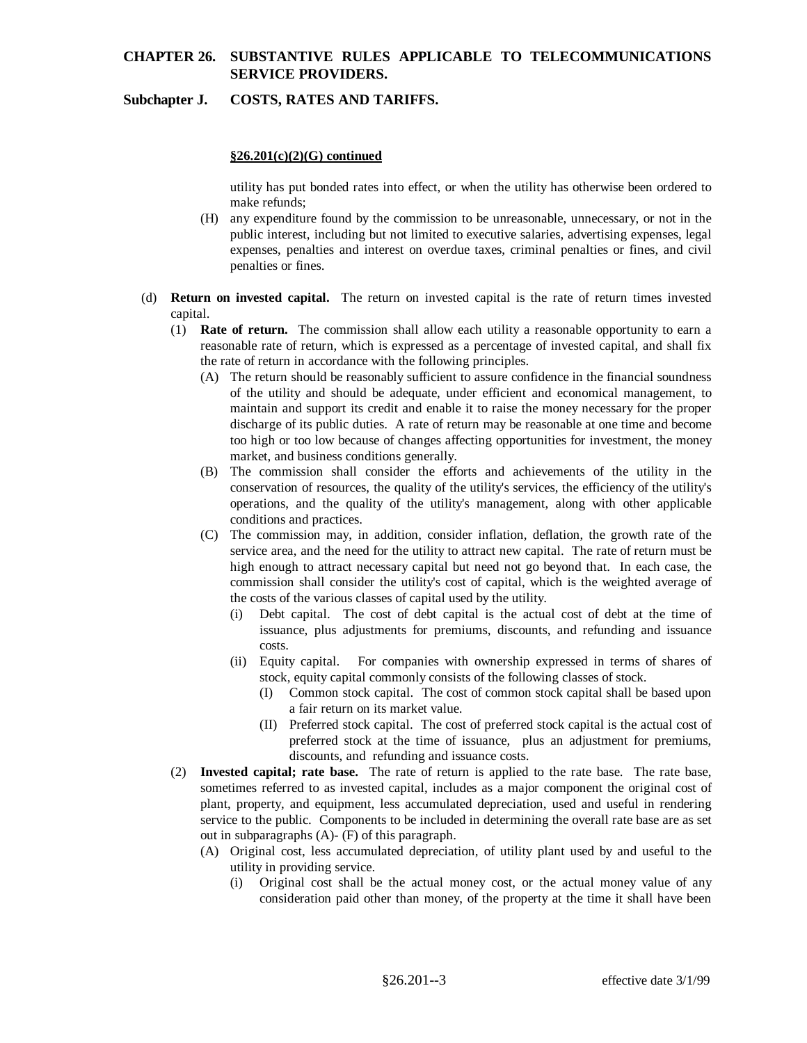**§26.201(c)(2)(G) continued**

utility has put bonded rates into effect, or when the utility has otherwise been ordered to make refunds;

(H) any expenditure found by the commission to be unreasonable, unnecessary, or not in the public interest, including but not limited to executive salaries, advertising expenses, legal expenses, penalties and interest on overdue taxes, criminal penalties or fines, and civil penalties or fines.

(d) **Return on invested capital.** The return on invested capital is the rate of return times invested capital.

(1) **Rate of return.** The commission shall allow each utility a reasonable opportunity to earn a reasonable rate of return, which is expressed as a percentage of invested capital, and shall fix the rate of return in accordance with the following principles.

(A) The return should be reasonably sufficient to assure confidence in the financial soundness of the utility and should be adequate, under efficient and economical management, to maintain and support its credit and enable it to raise the money necessary for the proper discharge of its public duties. A rate of return may be reasonable at one time and become too high or too low because of changes affecting opportunities for investment, the money market, and business conditions generally.

(B) The commission shall consider the efforts and achievements of the utility in the conservation of resources, the quality of the utility's services, the efficiency of the utility's operations, and the quality of the utility's management, along with other applicable conditions and practices.

(C) The commission may, in addition, consider inflation, deflation, the growth rate of the service area, and the need for the utility to attract new capital. The rate of return must be high enough to attract necessary capital but need not go beyond that. In each case, the commission shall consider the utility's cost of capital, which is the weighted average of the costs of the various classes of capital used by the utility.

(i) Debt capital. The cost of debt capital is the actual cost of debt at the time of issuance, plus adjustments for premiums, discounts, and refunding and issuance costs.

(ii) Equity capital. For companies with ownership expressed in terms of shares of stock, equity capital commonly consists of the following classes of stock.

(I) Common stock capital. The cost of common stock capital shall be based upon a fair return on its market value.

(II) Preferred stock capital. The cost of preferred stock capital is the actual cost of preferred stock at the time of issuance, plus an adjustment for premiums, discounts, and refunding and issuance costs.

(2) **Invested capital; rate base.** The rate of return is applied to the rate base. The rate base, sometimes referred to as invested capital, includes as a major component the original cost of plant, property, and equipment, less accumulated depreciation, used and useful in rendering service to the public. Components to be included in determining the overall rate base are as set out in subparagraphs (A)- (F) of this paragraph.

(A) Original cost, less accumulated depreciation, of utility plant used by and useful to the utility in providing service.

(i) Original cost shall be the actual money cost, or the actual money value of any consideration paid other than money, of the property at the time it shall have been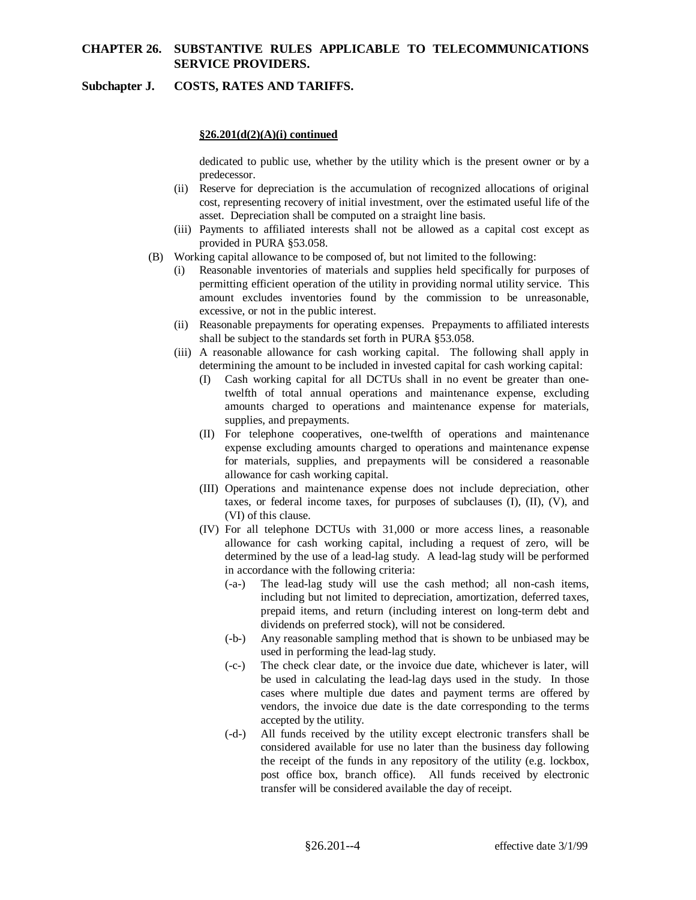**§26.201(d(2)(A)(i) continued**

dedicated to public use, whether by the utility which is the present owner or by a predecessor.

- (ii) Reserve for depreciation is the accumulation of recognized allocations of original cost, representing recovery of initial investment, over the estimated useful life of the asset. Depreciation shall be computed on a straight line basis.
- (iii) Payments to affiliated interests shall not be allowed as a capital cost except as provided in PURA §53.058.

(B) Working capital allowance to be composed of, but not limited to the following:

- (i) Reasonable inventories of materials and supplies held specifically for purposes of permitting efficient operation of the utility in providing normal utility service. This amount excludes inventories found by the commission to be unreasonable, excessive, or not in the public interest.
- (ii) Reasonable prepayments for operating expenses. Prepayments to affiliated interests shall be subject to the standards set forth in PURA §53.058.
- (iii) A reasonable allowance for cash working capital. The following shall apply in determining the amount to be included in invested capital for cash working capital:
  - (I) Cash working capital for all DCTUs shall in no event be greater than one-twelfth of total annual operations and maintenance expense, excluding amounts charged to operations and maintenance expense for materials, supplies, and prepayments.
  - (II) For telephone cooperatives, one-twelfth of operations and maintenance expense excluding amounts charged to operations and maintenance expense for materials, supplies, and prepayments will be considered a reasonable allowance for cash working capital.
  - (III) Operations and maintenance expense does not include depreciation, other taxes, or federal income taxes, for purposes of subclauses (I), (II), (V), and (VI) of this clause.
  - (IV) For all telephone DCTUs with 31,000 or more access lines, a reasonable allowance for cash working capital, including a request of zero, will be determined by the use of a lead-lag study. A lead-lag study will be performed in accordance with the following criteria:
    - (-a-) The lead-lag study will use the cash method; all non-cash items, including but not limited to depreciation, amortization, deferred taxes, prepaid items, and return (including interest on long-term debt and dividends on preferred stock), will not be considered.
    - (-b-) Any reasonable sampling method that is shown to be unbiased may be used in performing the lead-lag study.
    - (-c-) The check clear date, or the invoice due date, whichever is later, will be used in calculating the lead-lag days used in the study. In those cases where multiple due dates and payment terms are offered by vendors, the invoice due date is the date corresponding to the terms accepted by the utility.
    - (-d-) All funds received by the utility except electronic transfers shall be considered available for use no later than the business day following the receipt of the funds in any repository of the utility (e.g. lockbox, post office box, branch office). All funds received by electronic transfer will be considered available the day of receipt.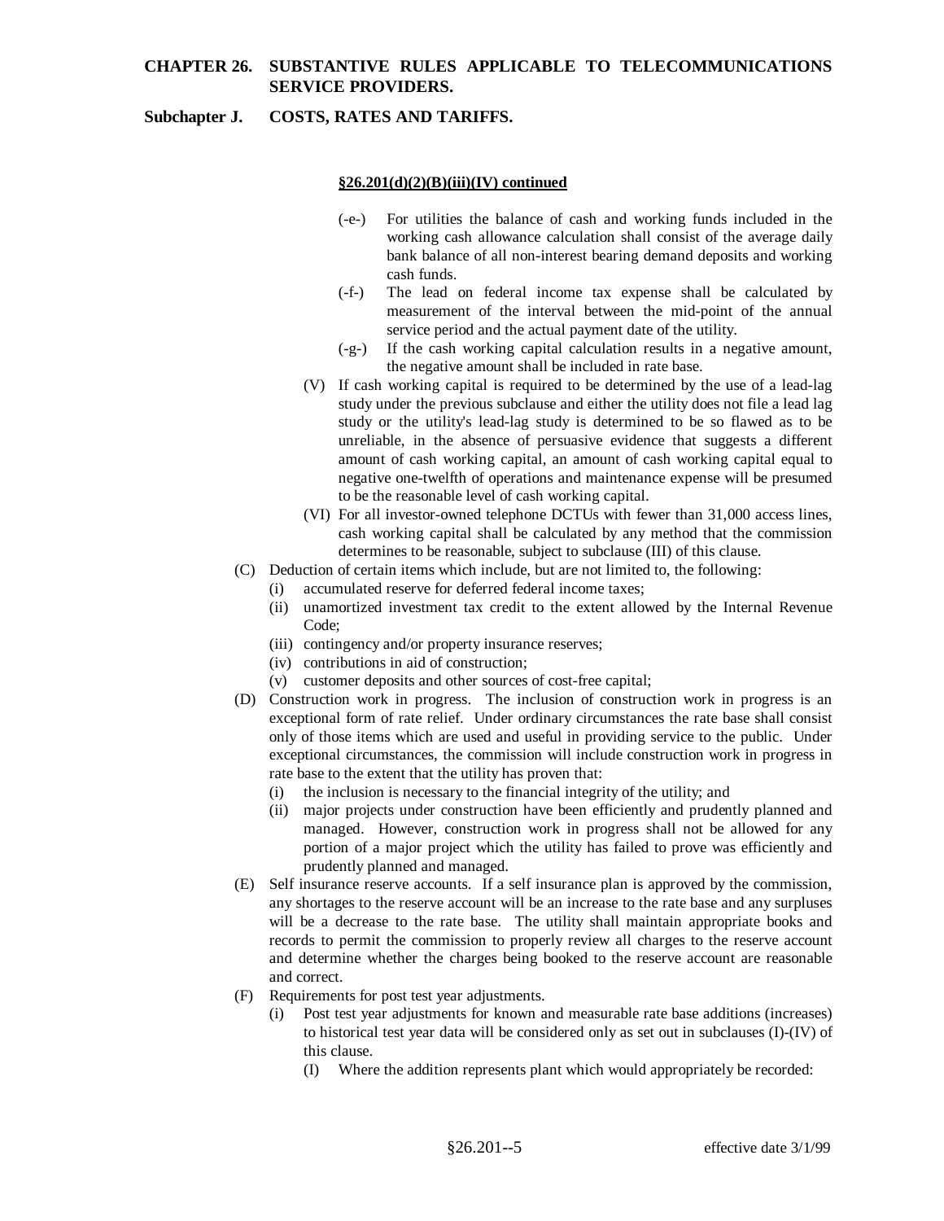**§26.201(d)(2)(B)(iii)(IV) continued**

(-e-) For utilities the balance of cash and working funds included in the working cash allowance calculation shall consist of the average daily bank balance of all non-interest bearing demand deposits and working cash funds.

(-f-) The lead on federal income tax expense shall be calculated by measurement of the interval between the mid-point of the annual service period and the actual payment date of the utility.

(-g-) If the cash working capital calculation results in a negative amount, the negative amount shall be included in rate base.

(V) If cash working capital is required to be determined by the use of a lead-lag study under the previous subclause and either the utility does not file a lead lag study or the utility's lead-lag study is determined to be so flawed as to be unreliable, in the absence of persuasive evidence that suggests a different amount of cash working capital, an amount of cash working capital equal to negative one-twelfth of operations and maintenance expense will be presumed to be the reasonable level of cash working capital.

(VI) For all investor-owned telephone DCTUs with fewer than 31,000 access lines, cash working capital shall be calculated by any method that the commission determines to be reasonable, subject to subclause (III) of this clause.

(C) Deduction of certain items which include, but are not limited to, the following:

(i) accumulated reserve for deferred federal income taxes;

(ii) unamortized investment tax credit to the extent allowed by the Internal Revenue Code;

(iii) contingency and/or property insurance reserves;

(iv) contributions in aid of construction;

(v) customer deposits and other sources of cost-free capital;

(D) Construction work in progress. The inclusion of construction work in progress is an exceptional form of rate relief. Under ordinary circumstances the rate base shall consist only of those items which are used and useful in providing service to the public. Under exceptional circumstances, the commission will include construction work in progress in rate base to the extent that the utility has proven that:

(i) the inclusion is necessary to the financial integrity of the utility; and

(ii) major projects under construction have been efficiently and prudently planned and managed. However, construction work in progress shall not be allowed for any portion of a major project which the utility has failed to prove was efficiently and prudently planned and managed.

(E) Self insurance reserve accounts. If a self insurance plan is approved by the commission, any shortages to the reserve account will be an increase to the rate base and any surpluses will be a decrease to the rate base. The utility shall maintain appropriate books and records to permit the commission to properly review all charges to the reserve account and determine whether the charges being booked to the reserve account are reasonable and correct.

(F) Requirements for post test year adjustments.

(i) Post test year adjustments for known and measurable rate base additions (increases) to historical test year data will be considered only as set out in subclauses (I)-(IV) of this clause.

(I) Where the addition represents plant which would appropriately be recorded: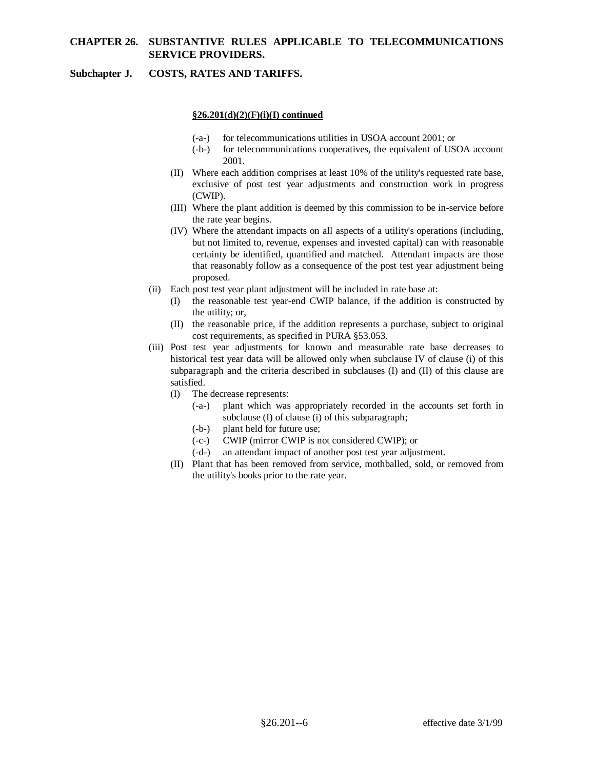**§26.201(d)(2)(F)(i)(I) continued**

- (-a-) for telecommunications utilities in USOA account 2001; or
- (-b-) for telecommunications cooperatives, the equivalent of USOA account 2001.

- (II) Where each addition comprises at least 10% of the utility's requested rate base, exclusive of post test year adjustments and construction work in progress (CWIP).
- (III) Where the plant addition is deemed by this commission to be in-service before the rate year begins.
- (IV) Where the attendant impacts on all aspects of a utility's operations (including, but not limited to, revenue, expenses and invested capital) can with reasonable certainty be identified, quantified and matched. Attendant impacts are those that reasonably follow as a consequence of the post test year adjustment being proposed.

(ii) Each post test year plant adjustment will be included in rate base at:

- (I) the reasonable test year-end CWIP balance, if the addition is constructed by the utility; or,
- (II) the reasonable price, if the addition represents a purchase, subject to original cost requirements, as specified in PURA §53.053.

(iii) Post test year adjustments for known and measurable rate base decreases to historical test year data will be allowed only when subclause IV of clause (i) of this subparagraph and the criteria described in subclauses (I) and (II) of this clause are satisfied.

- (I) The decrease represents:
  - (-a-) plant which was appropriately recorded in the accounts set forth in subclause (I) of clause (i) of this subparagraph;
  - (-b-) plant held for future use;
  - (-c-) CWIP (mirror CWIP is not considered CWIP); or
  - (-d-) an attendant impact of another post test year adjustment.
- (II) Plant that has been removed from service, mothballed, sold, or removed from the utility's books prior to the rate year.